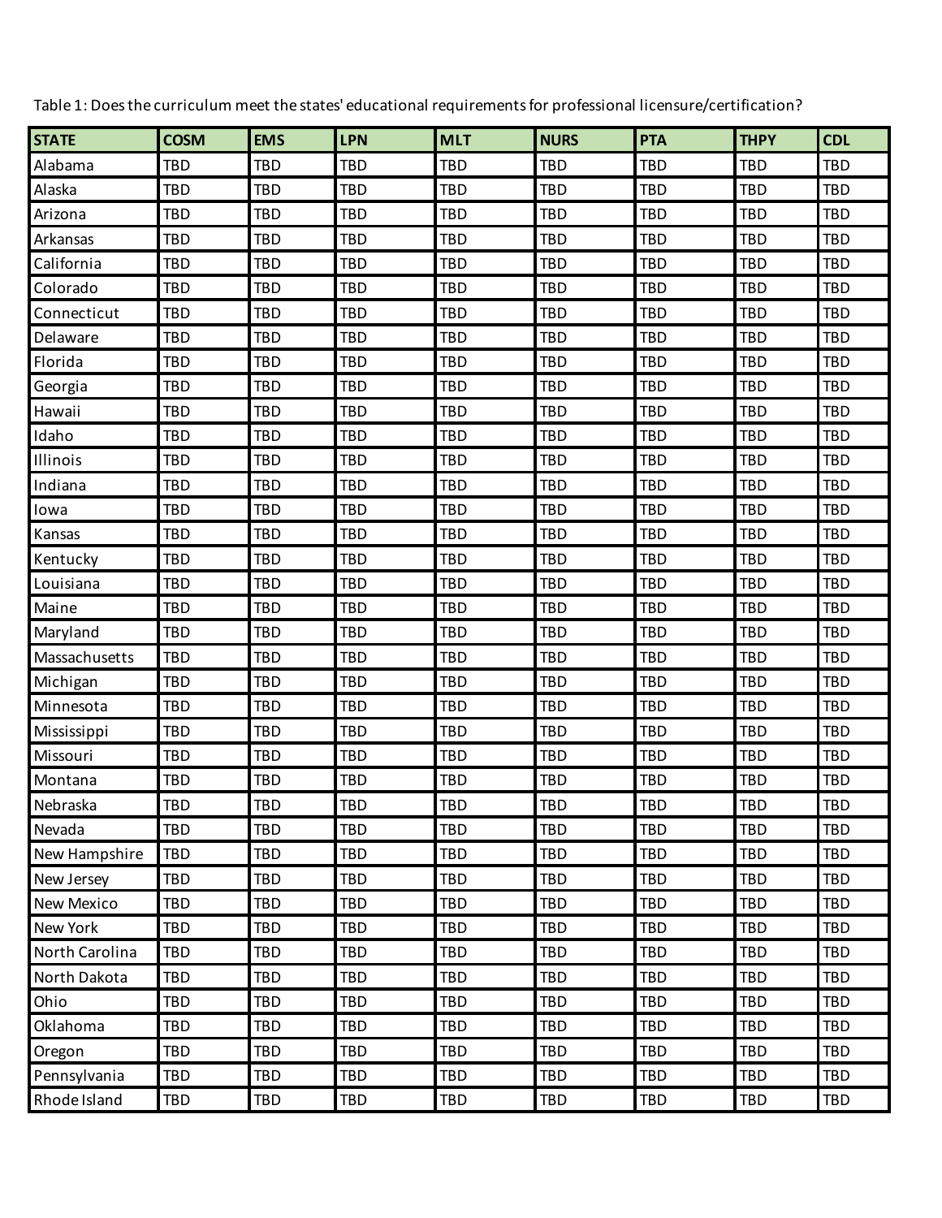Table 1: Does the curriculum meet the states' educational requirements for professional licensure/certification?

| STATE | COSM | EMS | LPN | MLT | NURS | PTA | THPY | CDL |
|---|---|---|---|---|---|---|---|---|
| Alabama | TBD | TBD | TBD | TBD | TBD | TBD | TBD | TBD |
| Alaska | TBD | TBD | TBD | TBD | TBD | TBD | TBD | TBD |
| Arizona | TBD | TBD | TBD | TBD | TBD | TBD | TBD | TBD |
| Arkansas | TBD | TBD | TBD | TBD | TBD | TBD | TBD | TBD |
| California | TBD | TBD | TBD | TBD | TBD | TBD | TBD | TBD |
| Colorado | TBD | TBD | TBD | TBD | TBD | TBD | TBD | TBD |
| Connecticut | TBD | TBD | TBD | TBD | TBD | TBD | TBD | TBD |
| Delaware | TBD | TBD | TBD | TBD | TBD | TBD | TBD | TBD |
| Florida | TBD | TBD | TBD | TBD | TBD | TBD | TBD | TBD |
| Georgia | TBD | TBD | TBD | TBD | TBD | TBD | TBD | TBD |
| Hawaii | TBD | TBD | TBD | TBD | TBD | TBD | TBD | TBD |
| Idaho | TBD | TBD | TBD | TBD | TBD | TBD | TBD | TBD |
| Illinois | TBD | TBD | TBD | TBD | TBD | TBD | TBD | TBD |
| Indiana | TBD | TBD | TBD | TBD | TBD | TBD | TBD | TBD |
| Iowa | TBD | TBD | TBD | TBD | TBD | TBD | TBD | TBD |
| Kansas | TBD | TBD | TBD | TBD | TBD | TBD | TBD | TBD |
| Kentucky | TBD | TBD | TBD | TBD | TBD | TBD | TBD | TBD |
| Louisiana | TBD | TBD | TBD | TBD | TBD | TBD | TBD | TBD |
| Maine | TBD | TBD | TBD | TBD | TBD | TBD | TBD | TBD |
| Maryland | TBD | TBD | TBD | TBD | TBD | TBD | TBD | TBD |
| Massachusetts | TBD | TBD | TBD | TBD | TBD | TBD | TBD | TBD |
| Michigan | TBD | TBD | TBD | TBD | TBD | TBD | TBD | TBD |
| Minnesota | TBD | TBD | TBD | TBD | TBD | TBD | TBD | TBD |
| Mississippi | TBD | TBD | TBD | TBD | TBD | TBD | TBD | TBD |
| Missouri | TBD | TBD | TBD | TBD | TBD | TBD | TBD | TBD |
| Montana | TBD | TBD | TBD | TBD | TBD | TBD | TBD | TBD |
| Nebraska | TBD | TBD | TBD | TBD | TBD | TBD | TBD | TBD |
| Nevada | TBD | TBD | TBD | TBD | TBD | TBD | TBD | TBD |
| New Hampshire | TBD | TBD | TBD | TBD | TBD | TBD | TBD | TBD |
| New Jersey | TBD | TBD | TBD | TBD | TBD | TBD | TBD | TBD |
| New Mexico | TBD | TBD | TBD | TBD | TBD | TBD | TBD | TBD |
| New York | TBD | TBD | TBD | TBD | TBD | TBD | TBD | TBD |
| North Carolina | TBD | TBD | TBD | TBD | TBD | TBD | TBD | TBD |
| North Dakota | TBD | TBD | TBD | TBD | TBD | TBD | TBD | TBD |
| Ohio | TBD | TBD | TBD | TBD | TBD | TBD | TBD | TBD |
| Oklahoma | TBD | TBD | TBD | TBD | TBD | TBD | TBD | TBD |
| Oregon | TBD | TBD | TBD | TBD | TBD | TBD | TBD | TBD |
| Pennsylvania | TBD | TBD | TBD | TBD | TBD | TBD | TBD | TBD |
| Rhode Island | TBD | TBD | TBD | TBD | TBD | TBD | TBD | TBD |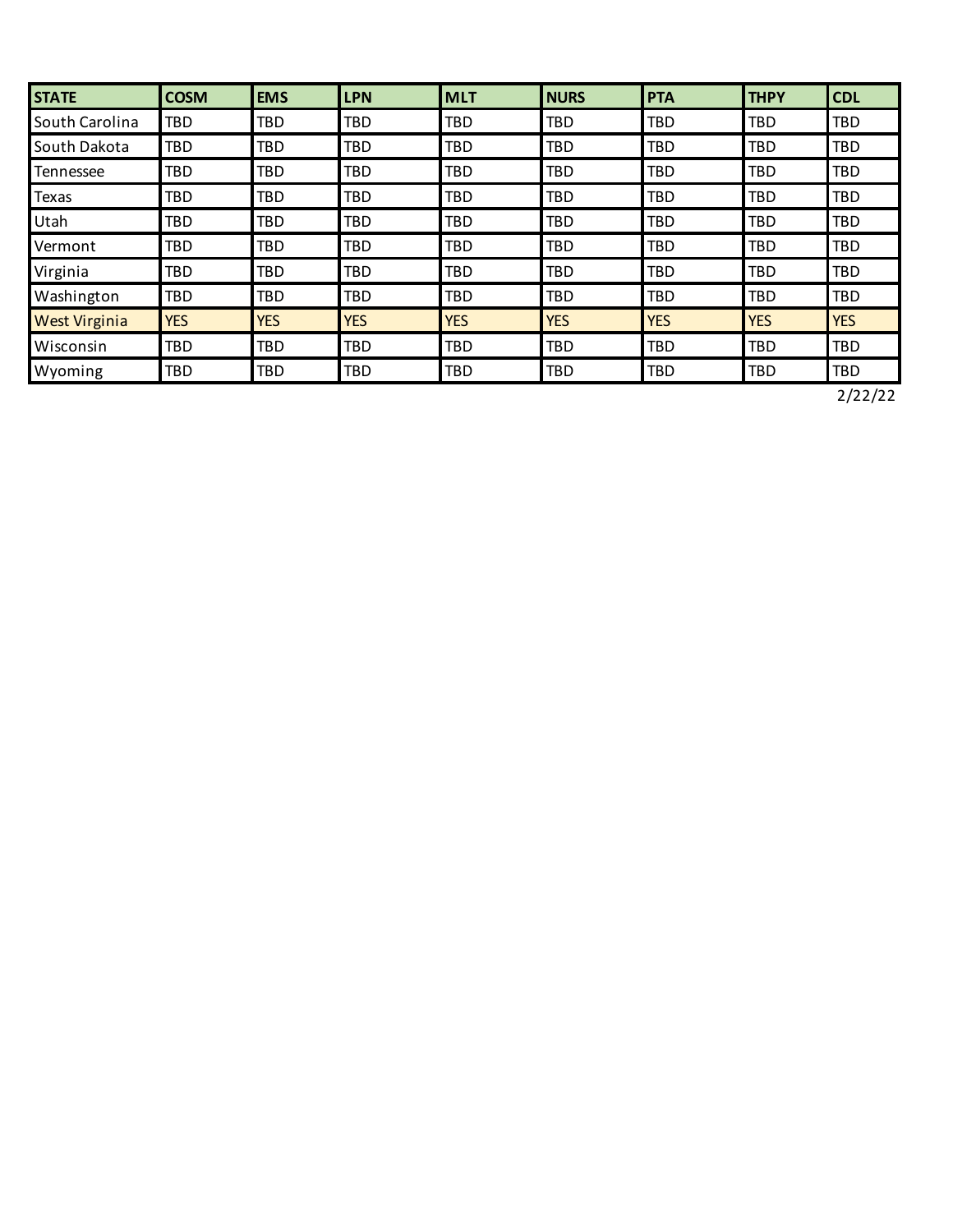| STATE | COSM | EMS | LPN | MLT | NURS | PTA | THPY | CDL |
|---|---|---|---|---|---|---|---|---|
| South Carolina | TBD | TBD | TBD | TBD | TBD | TBD | TBD | TBD |
| South Dakota | TBD | TBD | TBD | TBD | TBD | TBD | TBD | TBD |
| Tennessee | TBD | TBD | TBD | TBD | TBD | TBD | TBD | TBD |
| Texas | TBD | TBD | TBD | TBD | TBD | TBD | TBD | TBD |
| Utah | TBD | TBD | TBD | TBD | TBD | TBD | TBD | TBD |
| Vermont | TBD | TBD | TBD | TBD | TBD | TBD | TBD | TBD |
| Virginia | TBD | TBD | TBD | TBD | TBD | TBD | TBD | TBD |
| Washington | TBD | TBD | TBD | TBD | TBD | TBD | TBD | TBD |
| West Virginia | YES | YES | YES | YES | YES | YES | YES | YES |
| Wisconsin | TBD | TBD | TBD | TBD | TBD | TBD | TBD | TBD |
| Wyoming | TBD | TBD | TBD | TBD | TBD | TBD | TBD | TBD |

2/22/22